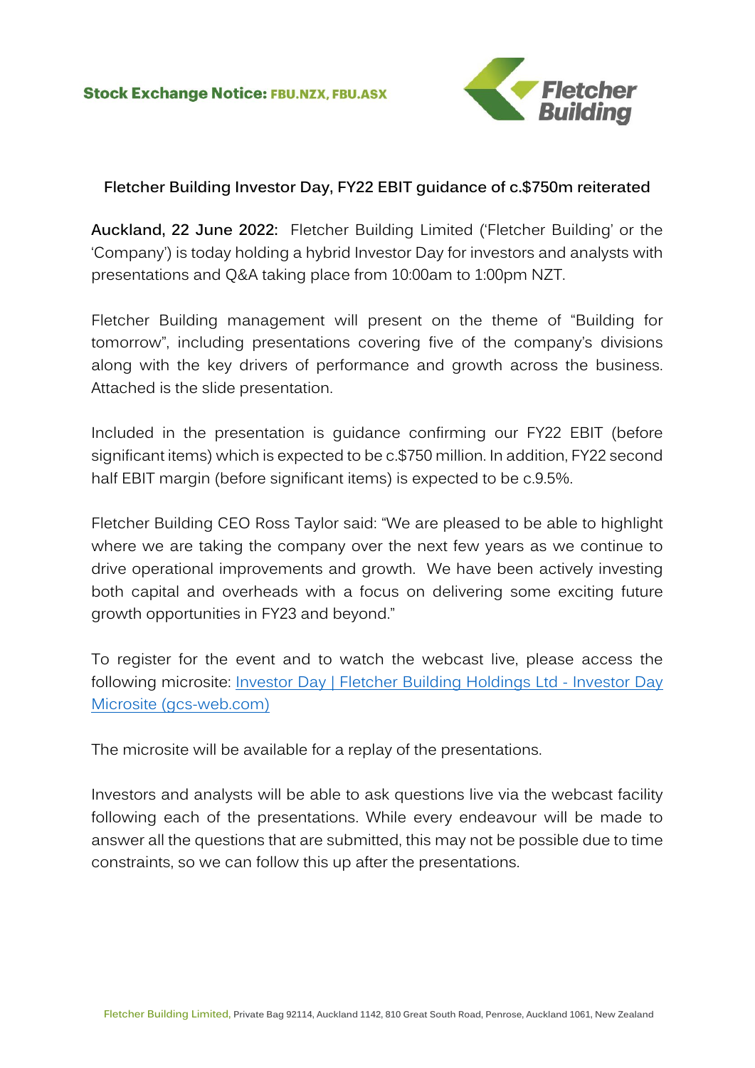**Stock Exchange Notice: FBU.NZX, FBU.ASX**

## Fletcher Building Investor Day, FY22 EBIT guidance of c.$750m reiterated

**Auckland, 22 June 2022:** Fletcher Building Limited ('Fletcher Building' or the 'Company') is today holding a hybrid Investor Day for investors and analysts with presentations and Q&A taking place from 10:00am to 1:00pm NZT.

Fletcher Building management will present on the theme of "Building for tomorrow", including presentations covering five of the company's divisions along with the key drivers of performance and growth across the business. Attached is the slide presentation.

Included in the presentation is guidance confirming our FY22 EBIT (before significant items) which is expected to be c.$750 million. In addition, FY22 second half EBIT margin (before significant items) is expected to be c.9.5%.

Fletcher Building CEO Ross Taylor said: "We are pleased to be able to highlight where we are taking the company over the next few years as we continue to drive operational improvements and growth. We have been actively investing both capital and overheads with a focus on delivering some exciting future growth opportunities in FY23 and beyond."

To register for the event and to watch the webcast live, please access the following microsite: [Investor Day | Fletcher Building Holdings Ltd - Investor Day Microsite (gcs-web.com)]

The microsite will be available for a replay of the presentations.

Investors and analysts will be able to ask questions live via the webcast facility following each of the presentations. While every endeavour will be made to answer all the questions that are submitted, this may not be possible due to time constraints, so we can follow this up after the presentations.

Fletcher Building Limited, Private Bag 92114, Auckland 1142, 810 Great South Road, Penrose, Auckland 1061, New Zealand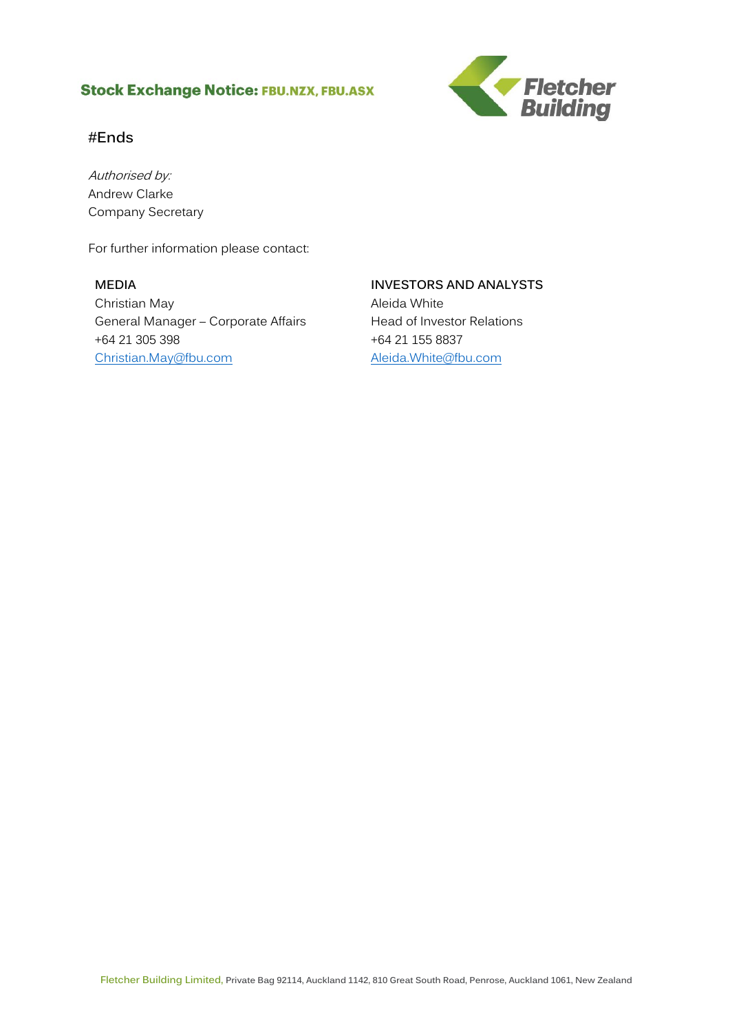#Ends

*Authorised by:*
Andrew Clarke
Company Secretary

For further information please contact:

MEDIA
Christian May
General Manager – Corporate Affairs
+64 21 305 398
Christian.May@fbu.com

INVESTORS AND ANALYSTS
Aleida White
Head of Investor Relations
+64 21 155 8837
Aleida.White@fbu.com